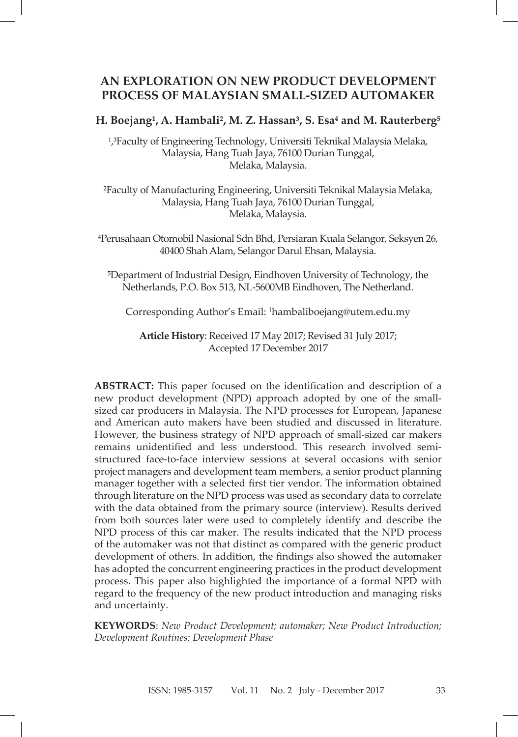# AN EXPLORATION ON NEW PRODUCT DEVELOPMENT PROCESS OF MALAYSIAN SMALL-SIZED AUTOMAKER

**H. Boejang[1], A. Hambali[2], M. Z. Hassan[3], S. Esa[4] and M. Rauterberg[5]**

[1,3]Faculty of Engineering Technology, Universiti Teknikal Malaysia Melaka, Malaysia, Hang Tuah Jaya, 76100 Durian Tunggal, Melaka, Malaysia.

[2]Faculty of Manufacturing Engineering, Universiti Teknikal Malaysia Melaka, Malaysia, Hang Tuah Jaya, 76100 Durian Tunggal, Melaka, Malaysia.

[4]Perusahaan Otomobil Nasional Sdn Bhd, Persiaran Kuala Selangor, Seksyen 26, 40400 Shah Alam, Selangor Darul Ehsan, Malaysia.

[5]Department of Industrial Design, Eindhoven University of Technology, the Netherlands, P.O. Box 513, NL-5600MB Eindhoven, The Netherland.

Corresponding Author's Email: [1]hambaliboejang@utem.edu.my

**Article History**: Received 17 May 2017; Revised 31 July 2017; Accepted 17 December 2017

**ABSTRACT:** This paper focused on the identification and description of a new product development (NPD) approach adopted by one of the small-sized car producers in Malaysia. The NPD processes for European, Japanese and American auto makers have been studied and discussed in literature. However, the business strategy of NPD approach of small-sized car makers remains unidentified and less understood. This research involved semi-structured face-to-face interview sessions at several occasions with senior project managers and development team members, a senior product planning manager together with a selected first tier vendor. The information obtained through literature on the NPD process was used as secondary data to correlate with the data obtained from the primary source (interview). Results derived from both sources later were used to completely identify and describe the NPD process of this car maker. The results indicated that the NPD process of the automaker was not that distinct as compared with the generic product development of others. In addition, the findings also showed the automaker has adopted the concurrent engineering practices in the product development process. This paper also highlighted the importance of a formal NPD with regard to the frequency of the new product introduction and managing risks and uncertainty.

**KEYWORDS**: *New Product Development; automaker; New Product Introduction; Development Routines; Development Phase*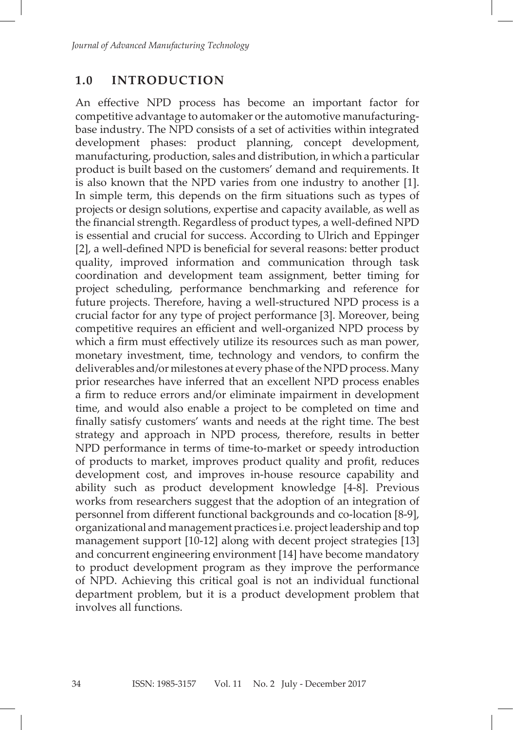## 1.0 INTRODUCTION

An effective NPD process has become an important factor for competitive advantage to automaker or the automotive manufacturing-base industry. The NPD consists of a set of activities within integrated development phases: product planning, concept development, manufacturing, production, sales and distribution, in which a particular product is built based on the customers' demand and requirements. It is also known that the NPD varies from one industry to another [1]. In simple term, this depends on the firm situations such as types of projects or design solutions, expertise and capacity available, as well as the financial strength. Regardless of product types, a well-defined NPD is essential and crucial for success. According to Ulrich and Eppinger [2], a well-defined NPD is beneficial for several reasons: better product quality, improved information and communication through task coordination and development team assignment, better timing for project scheduling, performance benchmarking and reference for future projects. Therefore, having a well-structured NPD process is a crucial factor for any type of project performance [3]. Moreover, being competitive requires an efficient and well-organized NPD process by which a firm must effectively utilize its resources such as man power, monetary investment, time, technology and vendors, to confirm the deliverables and/or milestones at every phase of the NPD process. Many prior researches have inferred that an excellent NPD process enables a firm to reduce errors and/or eliminate impairment in development time, and would also enable a project to be completed on time and finally satisfy customers' wants and needs at the right time. The best strategy and approach in NPD process, therefore, results in better NPD performance in terms of time-to-market or speedy introduction of products to market, improves product quality and profit, reduces development cost, and improves in-house resource capability and ability such as product development knowledge [4-8]. Previous works from researchers suggest that the adoption of an integration of personnel from different functional backgrounds and co-location [8-9], organizational and management practices i.e. project leadership and top management support [10-12] along with decent project strategies [13] and concurrent engineering environment [14] have become mandatory to product development program as they improve the performance of NPD. Achieving this critical goal is not an individual functional department problem, but it is a product development problem that involves all functions.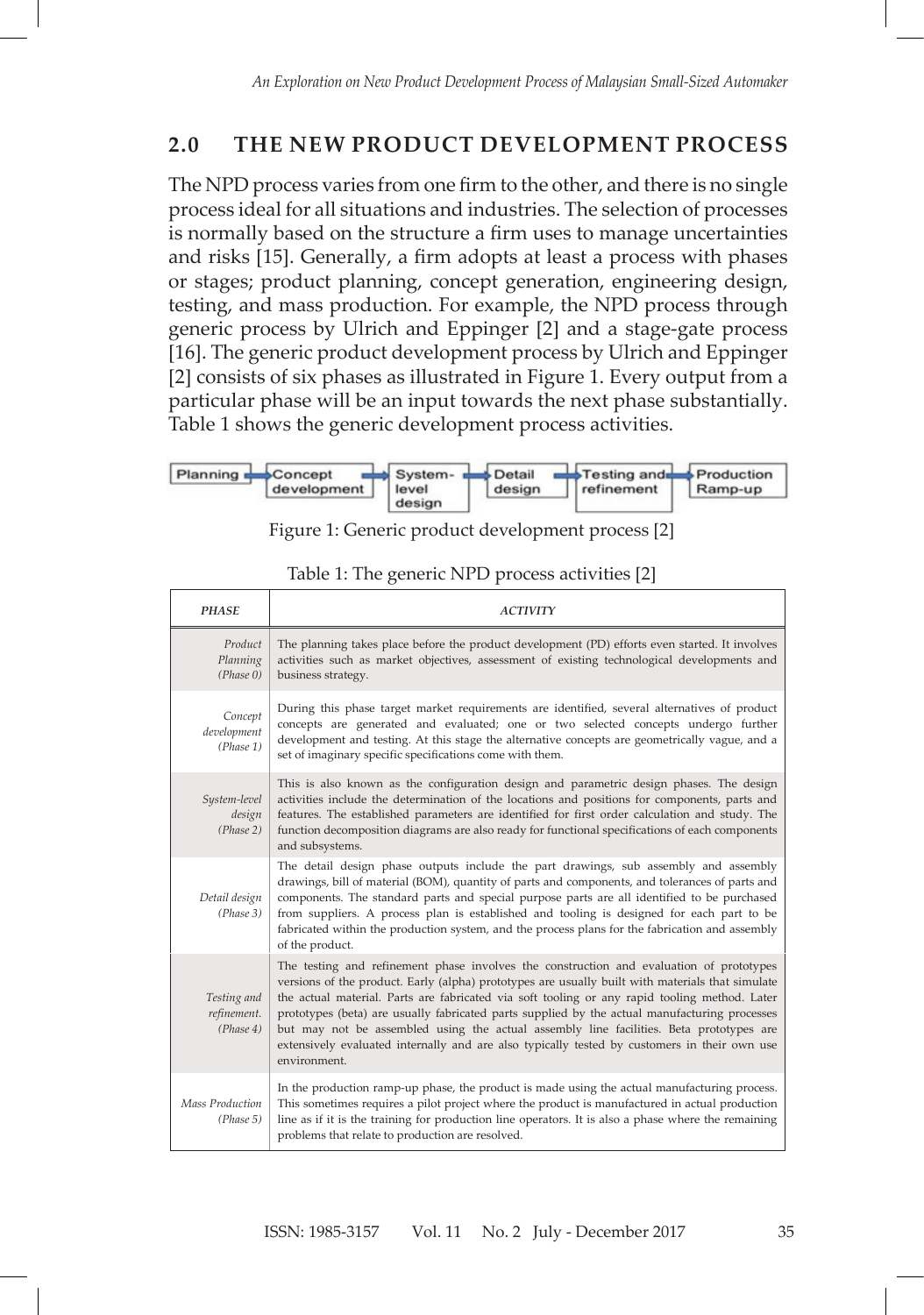## 2.0 THE NEW PRODUCT DEVELOPMENT PROCESS

The NPD process varies from one firm to the other, and there is no single process ideal for all situations and industries. The selection of processes is normally based on the structure a firm uses to manage uncertainties and risks [15]. Generally, a firm adopts at least a process with phases or stages; product planning, concept generation, engineering design, testing, and mass production. For example, the NPD process through generic process by Ulrich and Eppinger [2] and a stage-gate process [16]. The generic product development process by Ulrich and Eppinger [2] consists of six phases as illustrated in Figure 1. Every output from a particular phase will be an input towards the next phase substantially. Table 1 shows the generic development process activities.

Planning → Concept development → System-level design → Detail design → Testing and refinement → Production Ramp-up

Figure 1: Generic product development process [2]

Table 1: The generic NPD process activities [2]

| *PHASE* | *ACTIVITY* |
|---|---|
| *Product Planning (Phase 0)* | The planning takes place before the product development (PD) efforts even started. It involves activities such as market objectives, assessment of existing technological developments and business strategy. |
| *Concept development (Phase 1)* | During this phase target market requirements are identified, several alternatives of product concepts are generated and evaluated; one or two selected concepts undergo further development and testing. At this stage the alternative concepts are geometrically vague, and a set of imaginary specific specifications come with them. |
| *System-level design (Phase 2)* | This is also known as the configuration design and parametric design phases. The design activities include the determination of the locations and positions for components, parts and features. The established parameters are identified for first order calculation and study. The function decomposition diagrams are also ready for functional specifications of each components and subsystems. |
| *Detail design (Phase 3)* | The detail design phase outputs include the part drawings, sub assembly and assembly drawings, bill of material (BOM), quantity of parts and components, and tolerances of parts and components. The standard parts and special purpose parts are all identified to be purchased from suppliers. A process plan is established and tooling is designed for each part to be fabricated within the production system, and the process plans for the fabrication and assembly of the product. |
| *Testing and refinement. (Phase 4)* | The testing and refinement phase involves the construction and evaluation of prototypes versions of the product. Early (alpha) prototypes are usually built with materials that simulate the actual material. Parts are fabricated via soft tooling or any rapid tooling method. Later prototypes (beta) are usually fabricated parts supplied by the actual manufacturing processes but may not be assembled using the actual assembly line facilities. Beta prototypes are extensively evaluated internally and are also typically tested by customers in their own use environment. |
| *Mass Production (Phase 5)* | In the production ramp-up phase, the product is made using the actual manufacturing process. This sometimes requires a pilot project where the product is manufactured in actual production line as if it is the training for production line operators. It is also a phase where the remaining problems that relate to production are resolved. |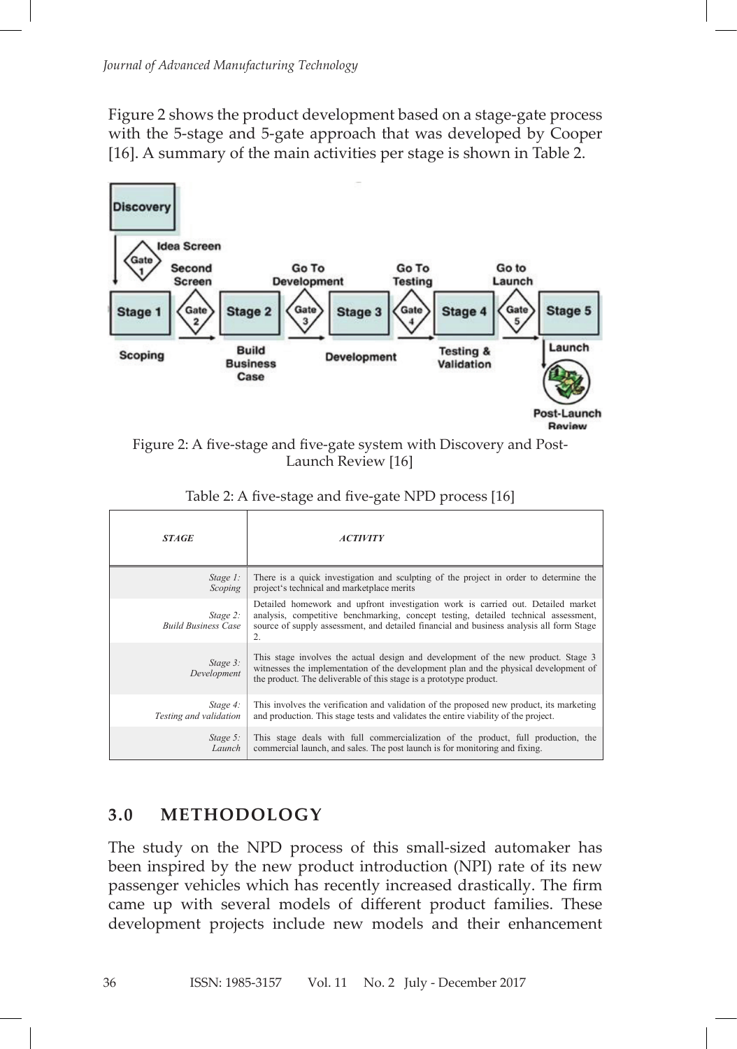Figure 2 shows the product development based on a stage-gate process with the 5-stage and 5-gate approach that was developed by Cooper [16]. A summary of the main activities per stage is shown in Table 2.

Figure 2: A five-stage and five-gate system with Discovery and Post-Launch Review [16]

Table 2: A five-stage and five-gate NPD process [16]

| *STAGE* | *ACTIVITY* |
|---|---|
| *Stage 1: Scoping* | There is a quick investigation and sculpting of the project in order to determine the project's technical and marketplace merits |
| *Stage 2: Build Business Case* | Detailed homework and upfront investigation work is carried out. Detailed market analysis, competitive benchmarking, concept testing, detailed technical assessment, source of supply assessment, and detailed financial and business analysis all form Stage 2. |
| *Stage 3: Development* | This stage involves the actual design and development of the new product. Stage 3 witnesses the implementation of the development plan and the physical development of the product. The deliverable of this stage is a prototype product. |
| *Stage 4: Testing and validation* | This involves the verification and validation of the proposed new product, its marketing and production. This stage tests and validates the entire viability of the project. |
| *Stage 5: Launch* | This stage deals with full commercialization of the product, full production, the commercial launch, and sales. The post launch is for monitoring and fixing. |

## 3.0 METHODOLOGY

The study on the NPD process of this small-sized automaker has been inspired by the new product introduction (NPI) rate of its new passenger vehicles which has recently increased drastically. The firm came up with several models of different product families. These development projects include new models and their enhancement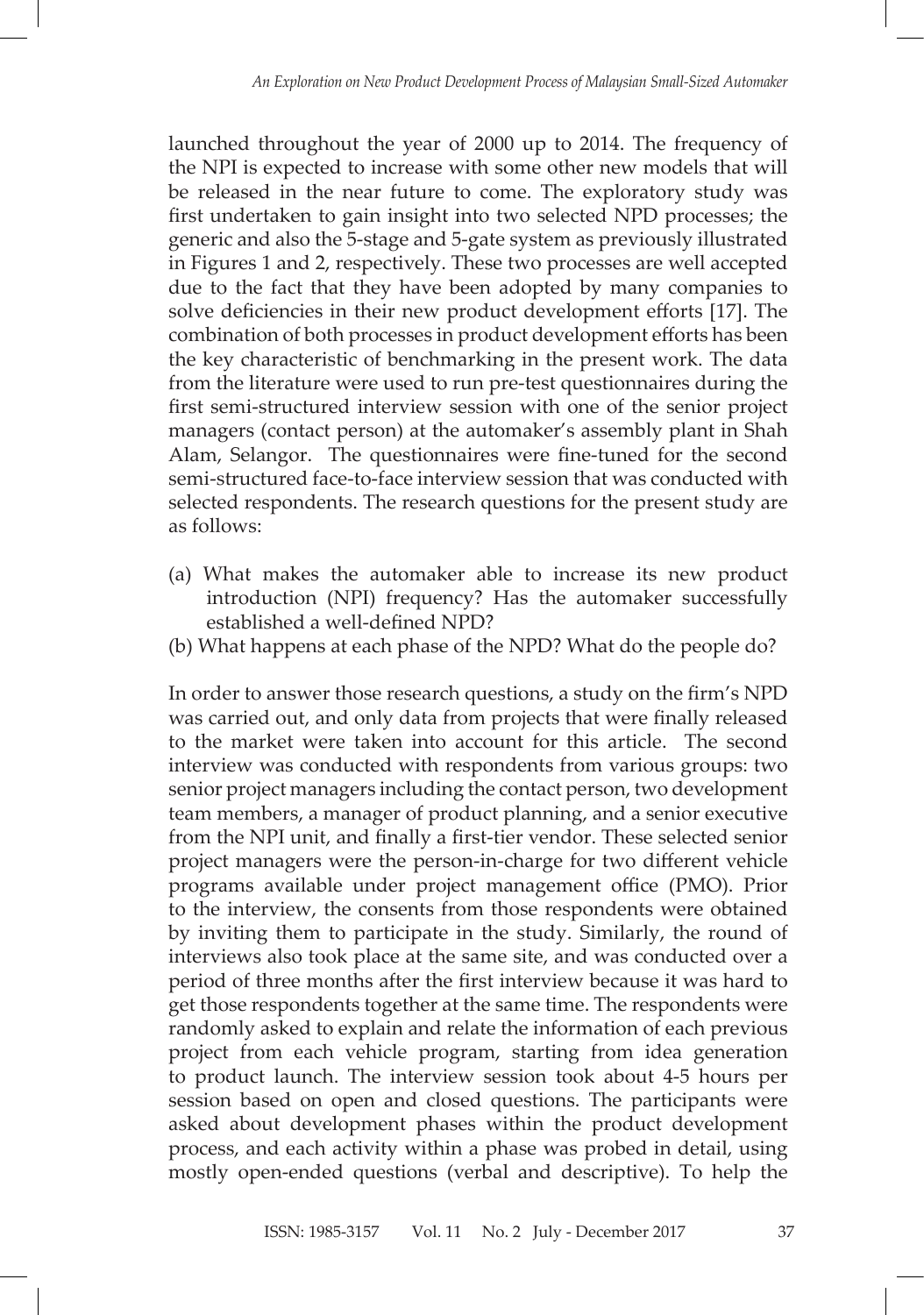launched throughout the year of 2000 up to 2014. The frequency of the NPI is expected to increase with some other new models that will be released in the near future to come. The exploratory study was first undertaken to gain insight into two selected NPD processes; the generic and also the 5-stage and 5-gate system as previously illustrated in Figures 1 and 2, respectively. These two processes are well accepted due to the fact that they have been adopted by many companies to solve deficiencies in their new product development efforts [17]. The combination of both processes in product development efforts has been the key characteristic of benchmarking in the present work. The data from the literature were used to run pre-test questionnaires during the first semi-structured interview session with one of the senior project managers (contact person) at the automaker's assembly plant in Shah Alam, Selangor. The questionnaires were fine-tuned for the second semi-structured face-to-face interview session that was conducted with selected respondents. The research questions for the present study are as follows:

(a) What makes the automaker able to increase its new product introduction (NPI) frequency? Has the automaker successfully established a well-defined NPD?
(b) What happens at each phase of the NPD? What do the people do?

In order to answer those research questions, a study on the firm's NPD was carried out, and only data from projects that were finally released to the market were taken into account for this article. The second interview was conducted with respondents from various groups: two senior project managers including the contact person, two development team members, a manager of product planning, and a senior executive from the NPI unit, and finally a first-tier vendor. These selected senior project managers were the person-in-charge for two different vehicle programs available under project management office (PMO). Prior to the interview, the consents from those respondents were obtained by inviting them to participate in the study. Similarly, the round of interviews also took place at the same site, and was conducted over a period of three months after the first interview because it was hard to get those respondents together at the same time. The respondents were randomly asked to explain and relate the information of each previous project from each vehicle program, starting from idea generation to product launch. The interview session took about 4-5 hours per session based on open and closed questions. The participants were asked about development phases within the product development process, and each activity within a phase was probed in detail, using mostly open-ended questions (verbal and descriptive). To help the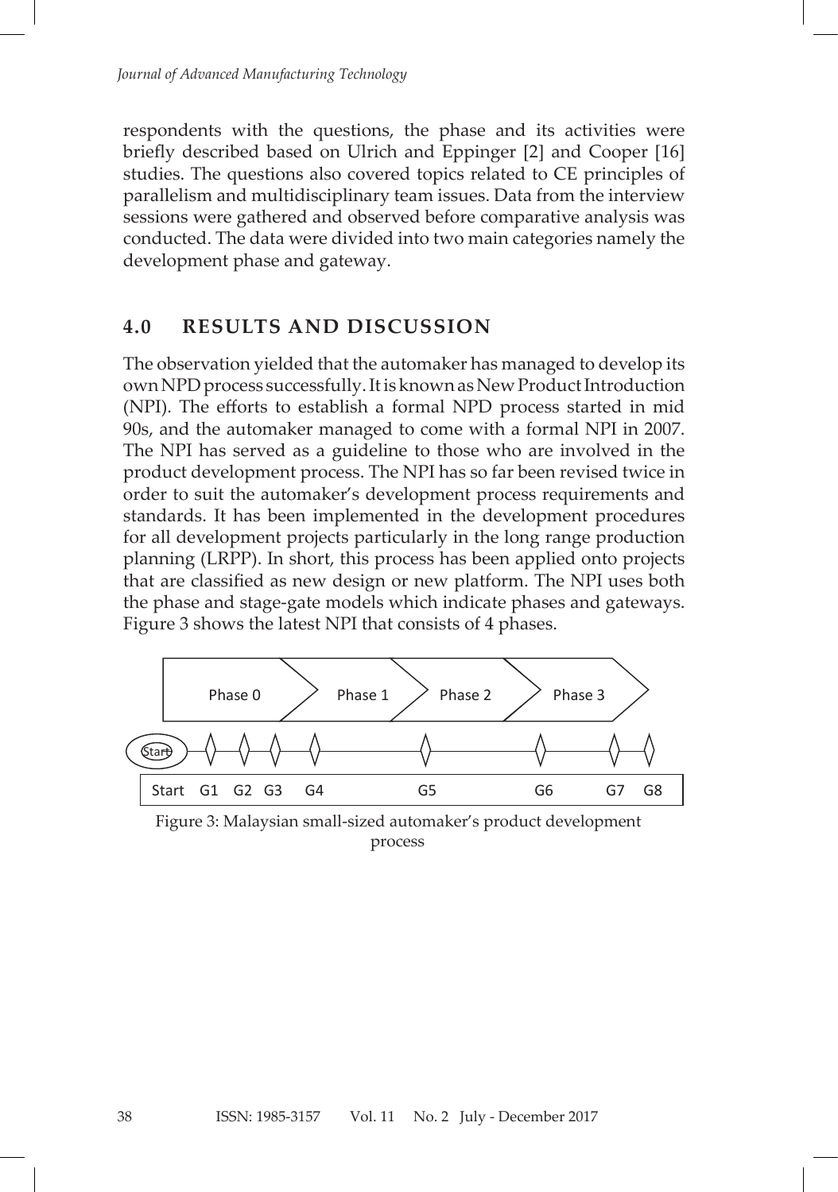respondents with the questions, the phase and its activities were briefly described based on Ulrich and Eppinger [2] and Cooper [16] studies. The questions also covered topics related to CE principles of parallelism and multidisciplinary team issues. Data from the interview sessions were gathered and observed before comparative analysis was conducted. The data were divided into two main categories namely the development phase and gateway.

## 4.0 RESULTS AND DISCUSSION

The observation yielded that the automaker has managed to develop its own NPD process successfully. It is known as New Product Introduction (NPI). The efforts to establish a formal NPD process started in mid 90s, and the automaker managed to come with a formal NPI in 2007. The NPI has served as a guideline to those who are involved in the product development process. The NPI has so far been revised twice in order to suit the automaker's development process requirements and standards. It has been implemented in the development procedures for all development projects particularly in the long range production planning (LRPP). In short, this process has been applied onto projects that are classified as new design or new platform. The NPI uses both the phase and stage-gate models which indicate phases and gateways. Figure 3 shows the latest NPI that consists of 4 phases.

Phase 0 | Phase 1 | Phase 2 | Phase 3

Start G1 G2 G3 G4 G5 G6 G7 G8

Figure 3: Malaysian small-sized automaker's product development process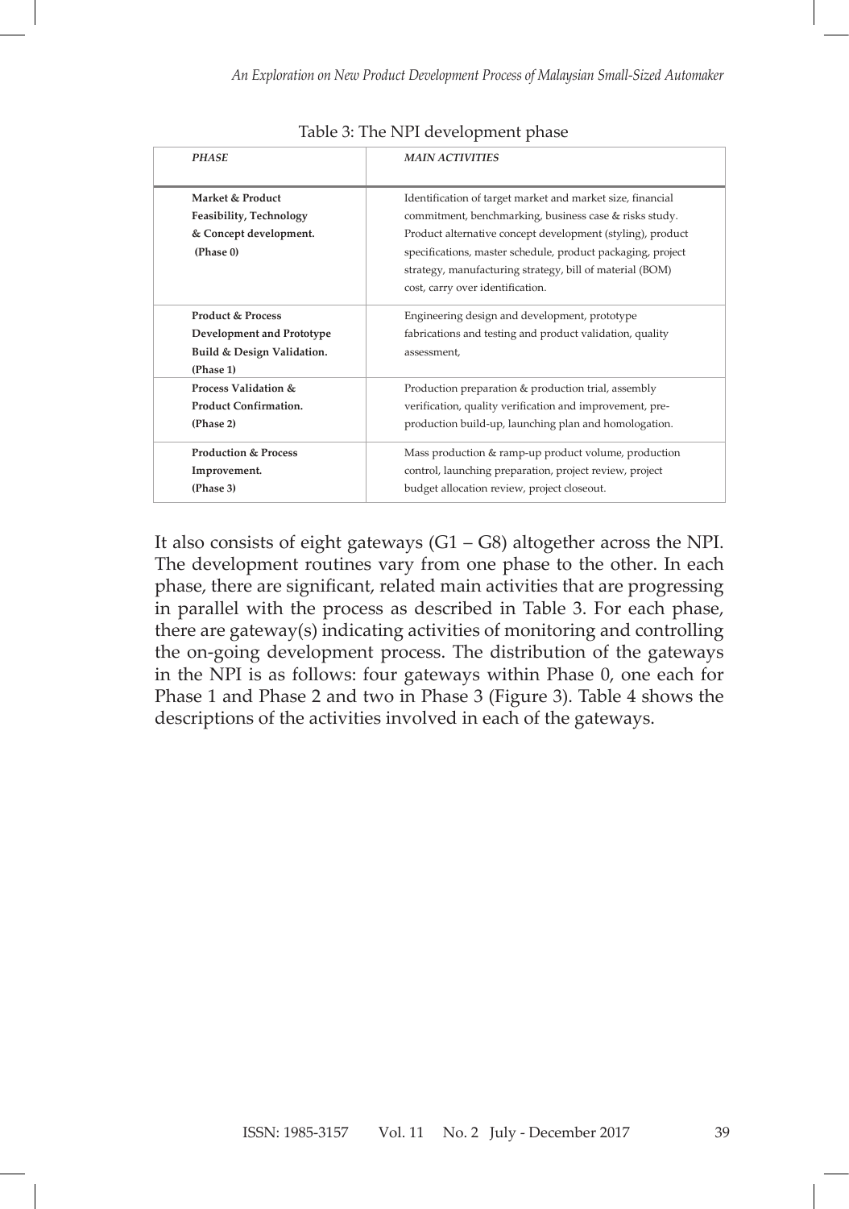Table 3: The NPI development phase

| *PHASE* | *MAIN ACTIVITIES* |
|---|---|
| **Market & Product Feasibility, Technology & Concept development. (Phase 0)** | Identification of target market and market size, financial commitment, benchmarking, business case & risks study. Product alternative concept development (styling), product specifications, master schedule, product packaging, project strategy, manufacturing strategy, bill of material (BOM) cost, carry over identification. |
| **Product & Process Development and Prototype Build & Design Validation. (Phase 1)** | Engineering design and development, prototype fabrications and testing and product validation, quality assessment, |
| **Process Validation & Product Confirmation. (Phase 2)** | Production preparation & production trial, assembly verification, quality verification and improvement, pre-production build-up, launching plan and homologation. |
| **Production & Process Improvement. (Phase 3)** | Mass production & ramp-up product volume, production control, launching preparation, project review, project budget allocation review, project closeout. |

It also consists of eight gateways (G1 – G8) altogether across the NPI. The development routines vary from one phase to the other. In each phase, there are significant, related main activities that are progressing in parallel with the process as described in Table 3. For each phase, there are gateway(s) indicating activities of monitoring and controlling the on-going development process. The distribution of the gateways in the NPI is as follows: four gateways within Phase 0, one each for Phase 1 and Phase 2 and two in Phase 3 (Figure 3). Table 4 shows the descriptions of the activities involved in each of the gateways.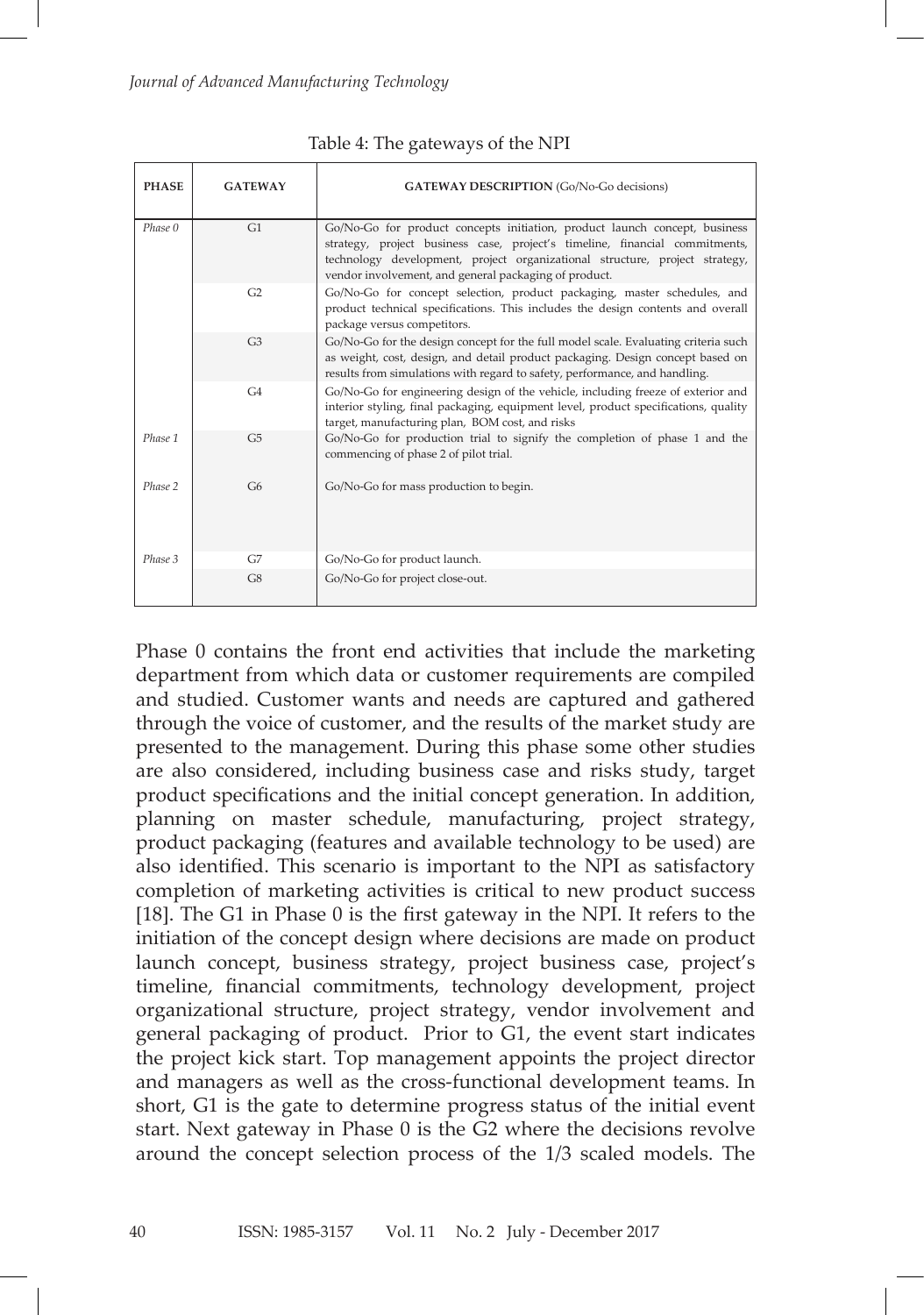Table 4: The gateways of the NPI

| PHASE | GATEWAY | GATEWAY DESCRIPTION (Go/No-Go decisions) |
|---|---|---|
| *Phase 0* | G1 | Go/No-Go for product concepts initiation, product launch concept, business strategy, project business case, project's timeline, financial commitments, technology development, project organizational structure, project strategy, vendor involvement, and general packaging of product. |
| | G2 | Go/No-Go for concept selection, product packaging, master schedules, and product technical specifications. This includes the design contents and overall package versus competitors. |
| | G3 | Go/No-Go for the design concept for the full model scale. Evaluating criteria such as weight, cost, design, and detail product packaging. Design concept based on results from simulations with regard to safety, performance, and handling. |
| | G4 | Go/No-Go for engineering design of the vehicle, including freeze of exterior and interior styling, final packaging, equipment level, product specifications, quality target, manufacturing plan, BOM cost, and risks |
| *Phase 1* | G5 | Go/No-Go for production trial to signify the completion of phase 1 and the commencing of phase 2 of pilot trial. |
| *Phase 2* | G6 | Go/No-Go for mass production to begin. |
| *Phase 3* | G7 | Go/No-Go for product launch. |
| | G8 | Go/No-Go for project close-out. |

Phase 0 contains the front end activities that include the marketing department from which data or customer requirements are compiled and studied. Customer wants and needs are captured and gathered through the voice of customer, and the results of the market study are presented to the management. During this phase some other studies are also considered, including business case and risks study, target product specifications and the initial concept generation. In addition, planning on master schedule, manufacturing, project strategy, product packaging (features and available technology to be used) are also identified. This scenario is important to the NPI as satisfactory completion of marketing activities is critical to new product success [18]. The G1 in Phase 0 is the first gateway in the NPI. It refers to the initiation of the concept design where decisions are made on product launch concept, business strategy, project business case, project's timeline, financial commitments, technology development, project organizational structure, project strategy, vendor involvement and general packaging of product. Prior to G1, the event start indicates the project kick start. Top management appoints the project director and managers as well as the cross-functional development teams. In short, G1 is the gate to determine progress status of the initial event start. Next gateway in Phase 0 is the G2 where the decisions revolve around the concept selection process of the 1/3 scaled models. The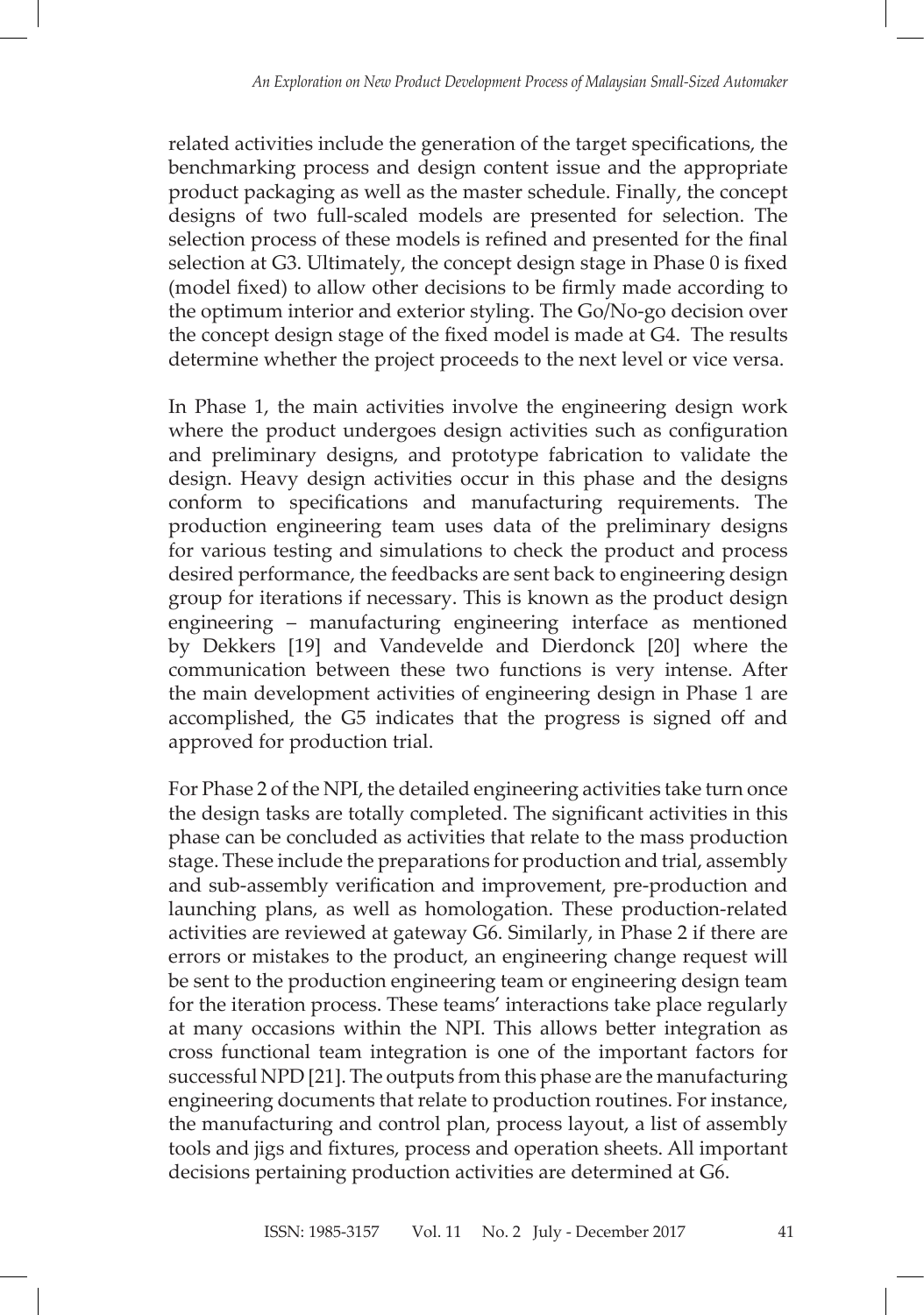related activities include the generation of the target specifications, the benchmarking process and design content issue and the appropriate product packaging as well as the master schedule. Finally, the concept designs of two full-scaled models are presented for selection. The selection process of these models is refined and presented for the final selection at G3. Ultimately, the concept design stage in Phase 0 is fixed (model fixed) to allow other decisions to be firmly made according to the optimum interior and exterior styling. The Go/No-go decision over the concept design stage of the fixed model is made at G4. The results determine whether the project proceeds to the next level or vice versa.

In Phase 1, the main activities involve the engineering design work where the product undergoes design activities such as configuration and preliminary designs, and prototype fabrication to validate the design. Heavy design activities occur in this phase and the designs conform to specifications and manufacturing requirements. The production engineering team uses data of the preliminary designs for various testing and simulations to check the product and process desired performance, the feedbacks are sent back to engineering design group for iterations if necessary. This is known as the product design engineering – manufacturing engineering interface as mentioned by Dekkers [19] and Vandevelde and Dierdonck [20] where the communication between these two functions is very intense. After the main development activities of engineering design in Phase 1 are accomplished, the G5 indicates that the progress is signed off and approved for production trial.

For Phase 2 of the NPI, the detailed engineering activities take turn once the design tasks are totally completed. The significant activities in this phase can be concluded as activities that relate to the mass production stage. These include the preparations for production and trial, assembly and sub-assembly verification and improvement, pre-production and launching plans, as well as homologation. These production-related activities are reviewed at gateway G6. Similarly, in Phase 2 if there are errors or mistakes to the product, an engineering change request will be sent to the production engineering team or engineering design team for the iteration process. These teams' interactions take place regularly at many occasions within the NPI. This allows better integration as cross functional team integration is one of the important factors for successful NPD [21]. The outputs from this phase are the manufacturing engineering documents that relate to production routines. For instance, the manufacturing and control plan, process layout, a list of assembly tools and jigs and fixtures, process and operation sheets. All important decisions pertaining production activities are determined at G6.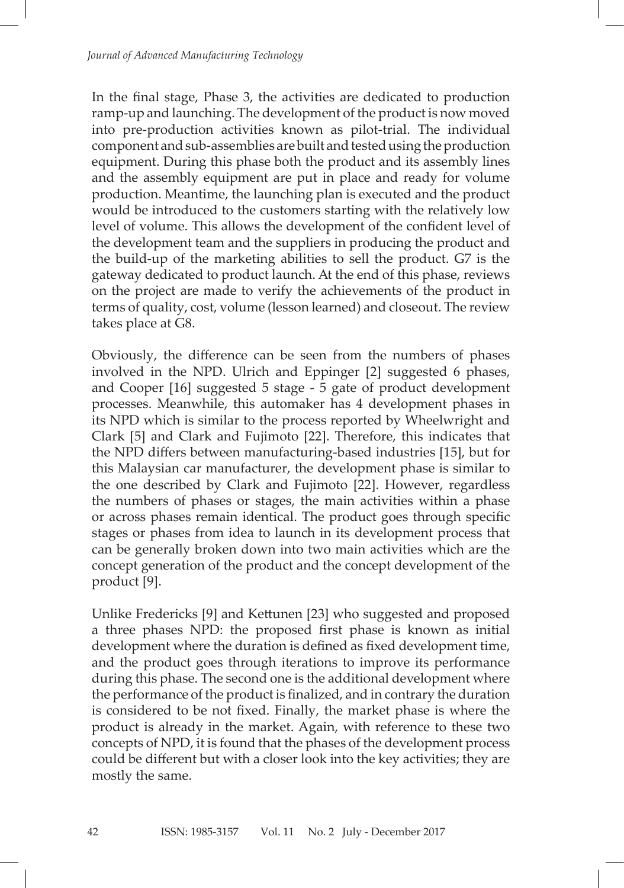In the final stage, Phase 3, the activities are dedicated to production ramp-up and launching. The development of the product is now moved into pre-production activities known as pilot-trial. The individual component and sub-assemblies are built and tested using the production equipment. During this phase both the product and its assembly lines and the assembly equipment are put in place and ready for volume production. Meantime, the launching plan is executed and the product would be introduced to the customers starting with the relatively low level of volume. This allows the development of the confident level of the development team and the suppliers in producing the product and the build-up of the marketing abilities to sell the product. G7 is the gateway dedicated to product launch. At the end of this phase, reviews on the project are made to verify the achievements of the product in terms of quality, cost, volume (lesson learned) and closeout. The review takes place at G8.

Obviously, the difference can be seen from the numbers of phases involved in the NPD. Ulrich and Eppinger [2] suggested 6 phases, and Cooper [16] suggested 5 stage - 5 gate of product development processes. Meanwhile, this automaker has 4 development phases in its NPD which is similar to the process reported by Wheelwright and Clark [5] and Clark and Fujimoto [22]. Therefore, this indicates that the NPD differs between manufacturing-based industries [15], but for this Malaysian car manufacturer, the development phase is similar to the one described by Clark and Fujimoto [22]. However, regardless the numbers of phases or stages, the main activities within a phase or across phases remain identical. The product goes through specific stages or phases from idea to launch in its development process that can be generally broken down into two main activities which are the concept generation of the product and the concept development of the product [9].

Unlike Fredericks [9] and Kettunen [23] who suggested and proposed a three phases NPD: the proposed first phase is known as initial development where the duration is defined as fixed development time, and the product goes through iterations to improve its performance during this phase. The second one is the additional development where the performance of the product is finalized, and in contrary the duration is considered to be not fixed. Finally, the market phase is where the product is already in the market. Again, with reference to these two concepts of NPD, it is found that the phases of the development process could be different but with a closer look into the key activities; they are mostly the same.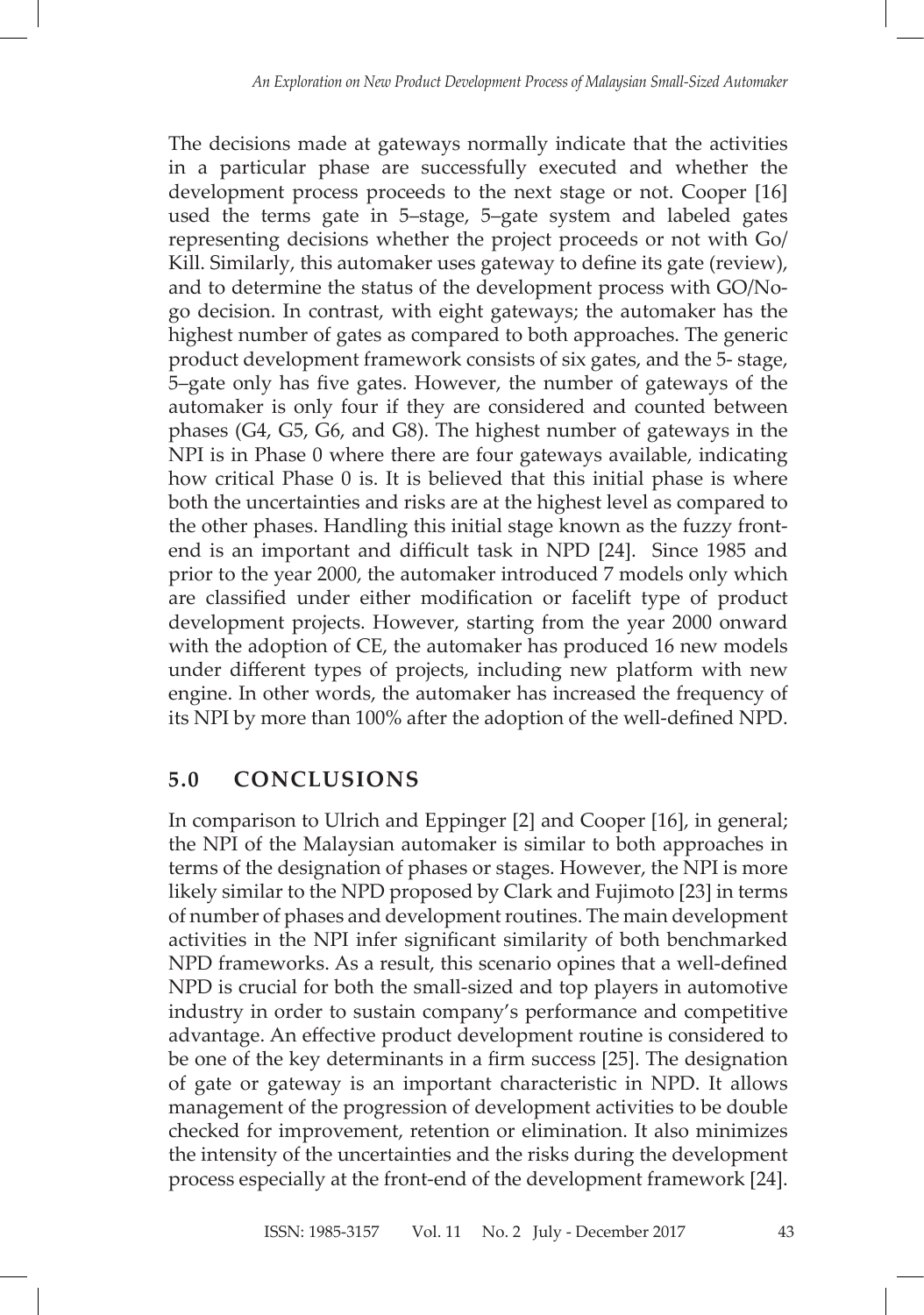The decisions made at gateways normally indicate that the activities in a particular phase are successfully executed and whether the development process proceeds to the next stage or not. Cooper [16] used the terms gate in 5–stage, 5–gate system and labeled gates representing decisions whether the project proceeds or not with Go/Kill. Similarly, this automaker uses gateway to define its gate (review), and to determine the status of the development process with GO/No-go decision. In contrast, with eight gateways; the automaker has the highest number of gates as compared to both approaches. The generic product development framework consists of six gates, and the 5- stage, 5–gate only has five gates. However, the number of gateways of the automaker is only four if they are considered and counted between phases (G4, G5, G6, and G8). The highest number of gateways in the NPI is in Phase 0 where there are four gateways available, indicating how critical Phase 0 is. It is believed that this initial phase is where both the uncertainties and risks are at the highest level as compared to the other phases. Handling this initial stage known as the fuzzy front-end is an important and difficult task in NPD [24]. Since 1985 and prior to the year 2000, the automaker introduced 7 models only which are classified under either modification or facelift type of product development projects. However, starting from the year 2000 onward with the adoption of CE, the automaker has produced 16 new models under different types of projects, including new platform with new engine. In other words, the automaker has increased the frequency of its NPI by more than 100% after the adoption of the well-defined NPD.

## 5.0 CONCLUSIONS

In comparison to Ulrich and Eppinger [2] and Cooper [16], in general; the NPI of the Malaysian automaker is similar to both approaches in terms of the designation of phases or stages. However, the NPI is more likely similar to the NPD proposed by Clark and Fujimoto [23] in terms of number of phases and development routines. The main development activities in the NPI infer significant similarity of both benchmarked NPD frameworks. As a result, this scenario opines that a well-defined NPD is crucial for both the small-sized and top players in automotive industry in order to sustain company's performance and competitive advantage. An effective product development routine is considered to be one of the key determinants in a firm success [25]. The designation of gate or gateway is an important characteristic in NPD. It allows management of the progression of development activities to be double checked for improvement, retention or elimination. It also minimizes the intensity of the uncertainties and the risks during the development process especially at the front-end of the development framework [24].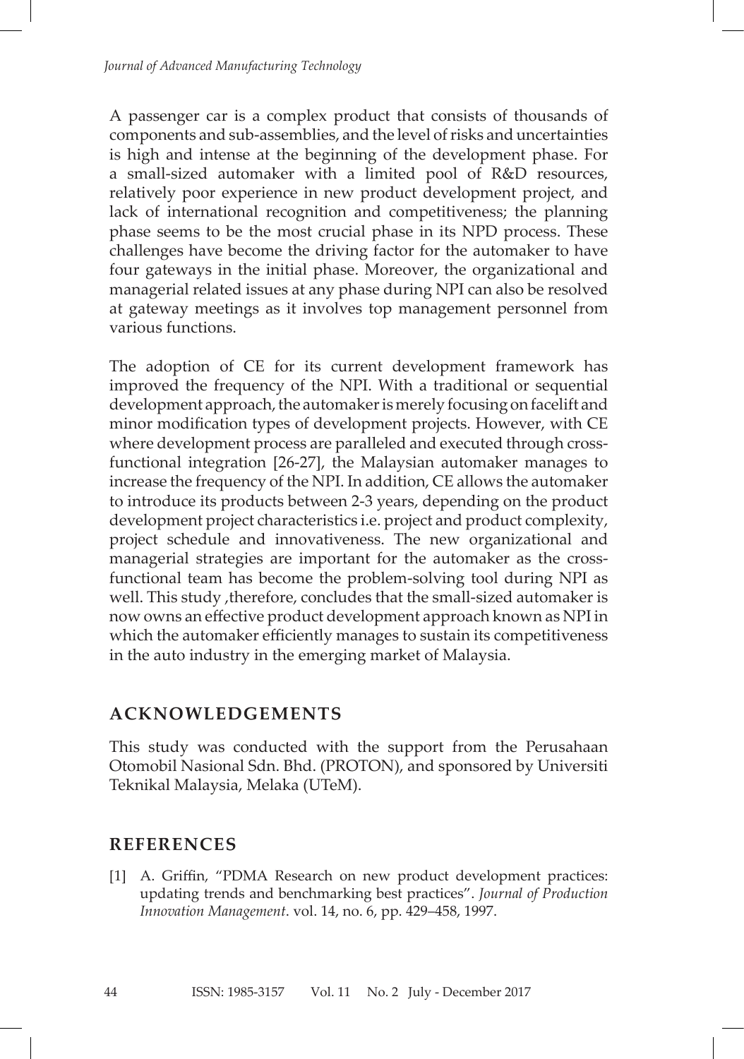A passenger car is a complex product that consists of thousands of components and sub-assemblies, and the level of risks and uncertainties is high and intense at the beginning of the development phase. For a small-sized automaker with a limited pool of R&D resources, relatively poor experience in new product development project, and lack of international recognition and competitiveness; the planning phase seems to be the most crucial phase in its NPD process. These challenges have become the driving factor for the automaker to have four gateways in the initial phase. Moreover, the organizational and managerial related issues at any phase during NPI can also be resolved at gateway meetings as it involves top management personnel from various functions.

The adoption of CE for its current development framework has improved the frequency of the NPI. With a traditional or sequential development approach, the automaker is merely focusing on facelift and minor modification types of development projects. However, with CE where development process are paralleled and executed through cross-functional integration [26-27], the Malaysian automaker manages to increase the frequency of the NPI. In addition, CE allows the automaker to introduce its products between 2-3 years, depending on the product development project characteristics i.e. project and product complexity, project schedule and innovativeness. The new organizational and managerial strategies are important for the automaker as the cross-functional team has become the problem-solving tool during NPI as well. This study ,therefore, concludes that the small-sized automaker is now owns an effective product development approach known as NPI in which the automaker efficiently manages to sustain its competitiveness in the auto industry in the emerging market of Malaysia.

## ACKNOWLEDGEMENTS

This study was conducted with the support from the Perusahaan Otomobil Nasional Sdn. Bhd. (PROTON), and sponsored by Universiti Teknikal Malaysia, Melaka (UTeM).

## REFERENCES

[1] A. Griffin, "PDMA Research on new product development practices: updating trends and benchmarking best practices". *Journal of Production Innovation Management*. vol. 14, no. 6, pp. 429–458, 1997.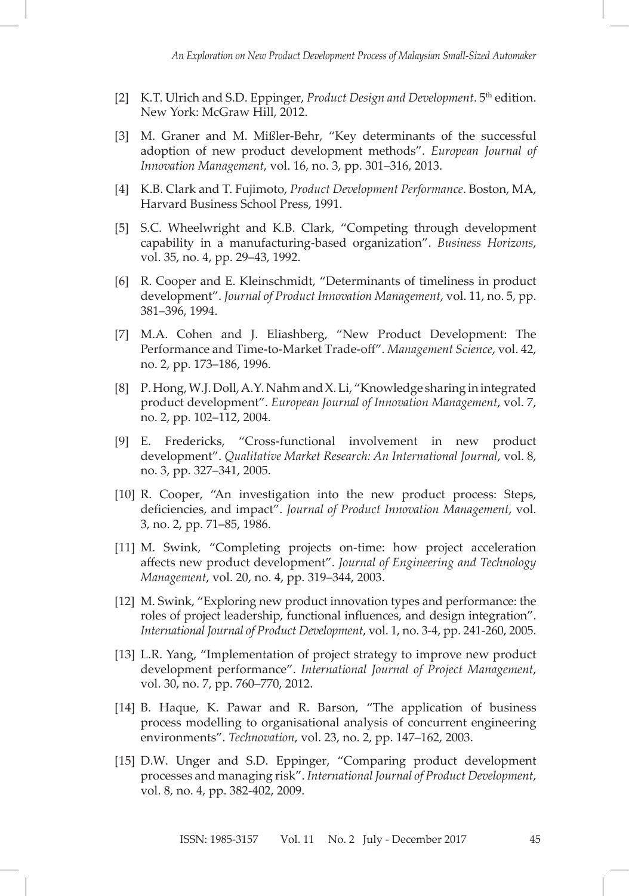[2] K.T. Ulrich and S.D. Eppinger, *Product Design and Development*. 5th edition. New York: McGraw Hill, 2012.

[3] M. Graner and M. Mißler-Behr, "Key determinants of the successful adoption of new product development methods". *European Journal of Innovation Management*, vol. 16, no. 3, pp. 301–316, 2013.

[4] K.B. Clark and T. Fujimoto, *Product Development Performance*. Boston, MA, Harvard Business School Press, 1991.

[5] S.C. Wheelwright and K.B. Clark, "Competing through development capability in a manufacturing-based organization". *Business Horizons*, vol. 35, no. 4, pp. 29–43, 1992.

[6] R. Cooper and E. Kleinschmidt, "Determinants of timeliness in product development". *Journal of Product Innovation Management*, vol. 11, no. 5, pp. 381–396, 1994.

[7] M.A. Cohen and J. Eliashberg, "New Product Development: The Performance and Time-to-Market Trade-off". *Management Science*, vol. 42, no. 2, pp. 173–186, 1996.

[8] P. Hong, W.J. Doll, A.Y. Nahm and X. Li, "Knowledge sharing in integrated product development". *European Journal of Innovation Management*, vol. 7, no. 2, pp. 102–112, 2004.

[9] E. Fredericks, "Cross-functional involvement in new product development". *Qualitative Market Research: An International Journal*, vol. 8, no. 3, pp. 327–341, 2005.

[10] R. Cooper, "An investigation into the new product process: Steps, deficiencies, and impact". *Journal of Product Innovation Management*, vol. 3, no. 2, pp. 71–85, 1986.

[11] M. Swink, "Completing projects on-time: how project acceleration affects new product development". *Journal of Engineering and Technology Management*, vol. 20, no. 4, pp. 319–344, 2003.

[12] M. Swink, "Exploring new product innovation types and performance: the roles of project leadership, functional influences, and design integration". *International Journal of Product Development*, vol. 1, no. 3-4, pp. 241-260, 2005.

[13] L.R. Yang, "Implementation of project strategy to improve new product development performance". *International Journal of Project Management*, vol. 30, no. 7, pp. 760–770, 2012.

[14] B. Haque, K. Pawar and R. Barson, "The application of business process modelling to organisational analysis of concurrent engineering environments". *Technovation*, vol. 23, no. 2, pp. 147–162, 2003.

[15] D.W. Unger and S.D. Eppinger, "Comparing product development processes and managing risk". *International Journal of Product Development*, vol. 8, no. 4, pp. 382-402, 2009.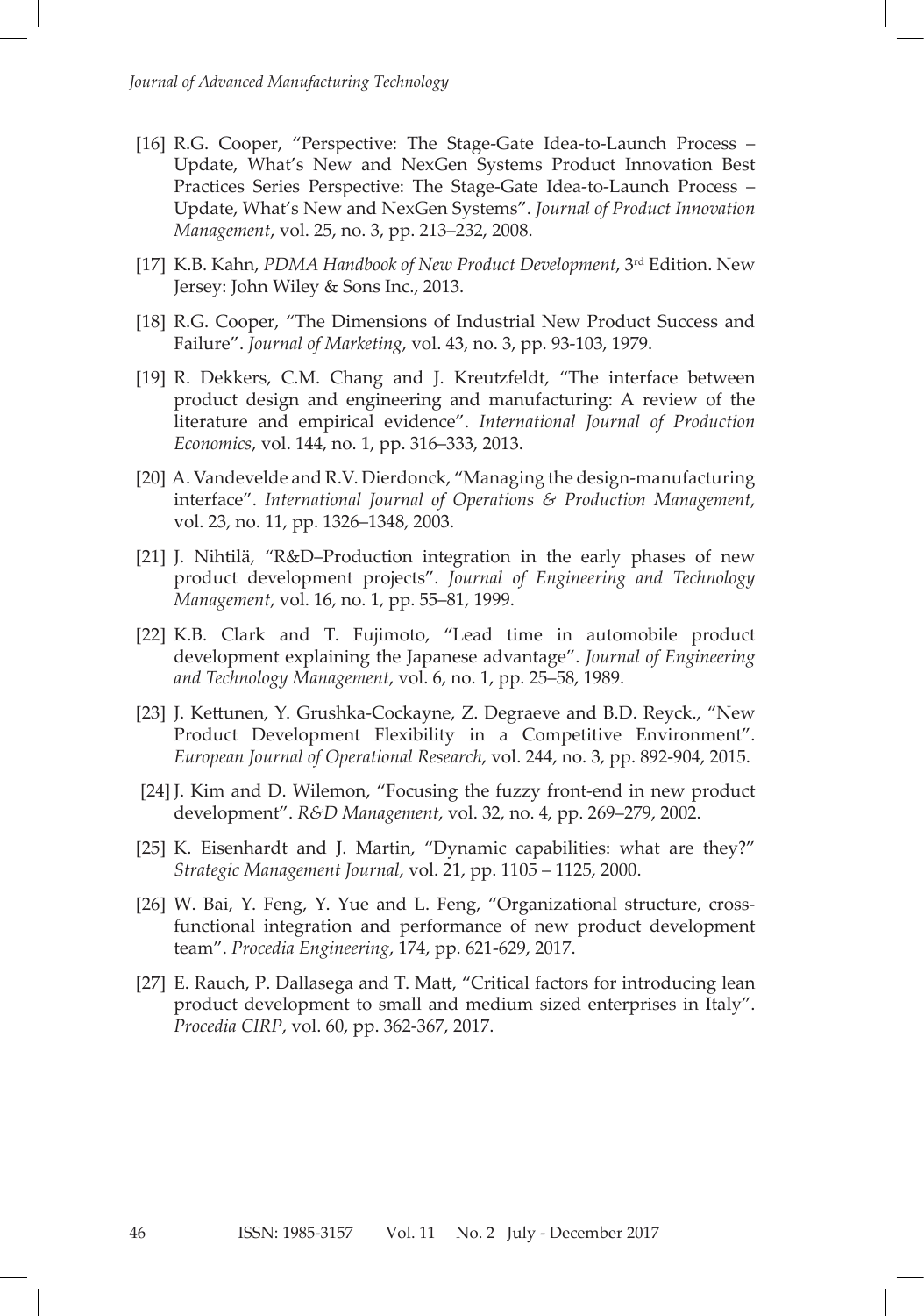[16] R.G. Cooper, "Perspective: The Stage-Gate Idea-to-Launch Process – Update, What's New and NexGen Systems Product Innovation Best Practices Series Perspective: The Stage-Gate Idea-to-Launch Process – Update, What's New and NexGen Systems". *Journal of Product Innovation Management*, vol. 25, no. 3, pp. 213–232, 2008.

[17] K.B. Kahn, *PDMA Handbook of New Product Development*, 3rd Edition. New Jersey: John Wiley & Sons Inc., 2013.

[18] R.G. Cooper, "The Dimensions of Industrial New Product Success and Failure". *Journal of Marketing*, vol. 43, no. 3, pp. 93-103, 1979.

[19] R. Dekkers, C.M. Chang and J. Kreutzfeldt, "The interface between product design and engineering and manufacturing: A review of the literature and empirical evidence". *International Journal of Production Economics*, vol. 144, no. 1, pp. 316–333, 2013.

[20] A. Vandevelde and R.V. Dierdonck, "Managing the design-manufacturing interface". *International Journal of Operations & Production Management*, vol. 23, no. 11, pp. 1326–1348, 2003.

[21] J. Nihtilä, "R&D–Production integration in the early phases of new product development projects". *Journal of Engineering and Technology Management*, vol. 16, no. 1, pp. 55–81, 1999.

[22] K.B. Clark and T. Fujimoto, "Lead time in automobile product development explaining the Japanese advantage". *Journal of Engineering and Technology Management*, vol. 6, no. 1, pp. 25–58, 1989.

[23] J. Kettunen, Y. Grushka-Cockayne, Z. Degraeve and B.D. Reyck., "New Product Development Flexibility in a Competitive Environment". *European Journal of Operational Research*, vol. 244, no. 3, pp. 892-904, 2015.

[24] J. Kim and D. Wilemon, "Focusing the fuzzy front-end in new product development". *R&D Management*, vol. 32, no. 4, pp. 269–279, 2002.

[25] K. Eisenhardt and J. Martin, "Dynamic capabilities: what are they?" *Strategic Management Journal*, vol. 21, pp. 1105 – 1125, 2000.

[26] W. Bai, Y. Feng, Y. Yue and L. Feng, "Organizational structure, cross-functional integration and performance of new product development team". *Procedia Engineering*, 174, pp. 621-629, 2017.

[27] E. Rauch, P. Dallasega and T. Matt, "Critical factors for introducing lean product development to small and medium sized enterprises in Italy". *Procedia CIRP*, vol. 60, pp. 362-367, 2017.